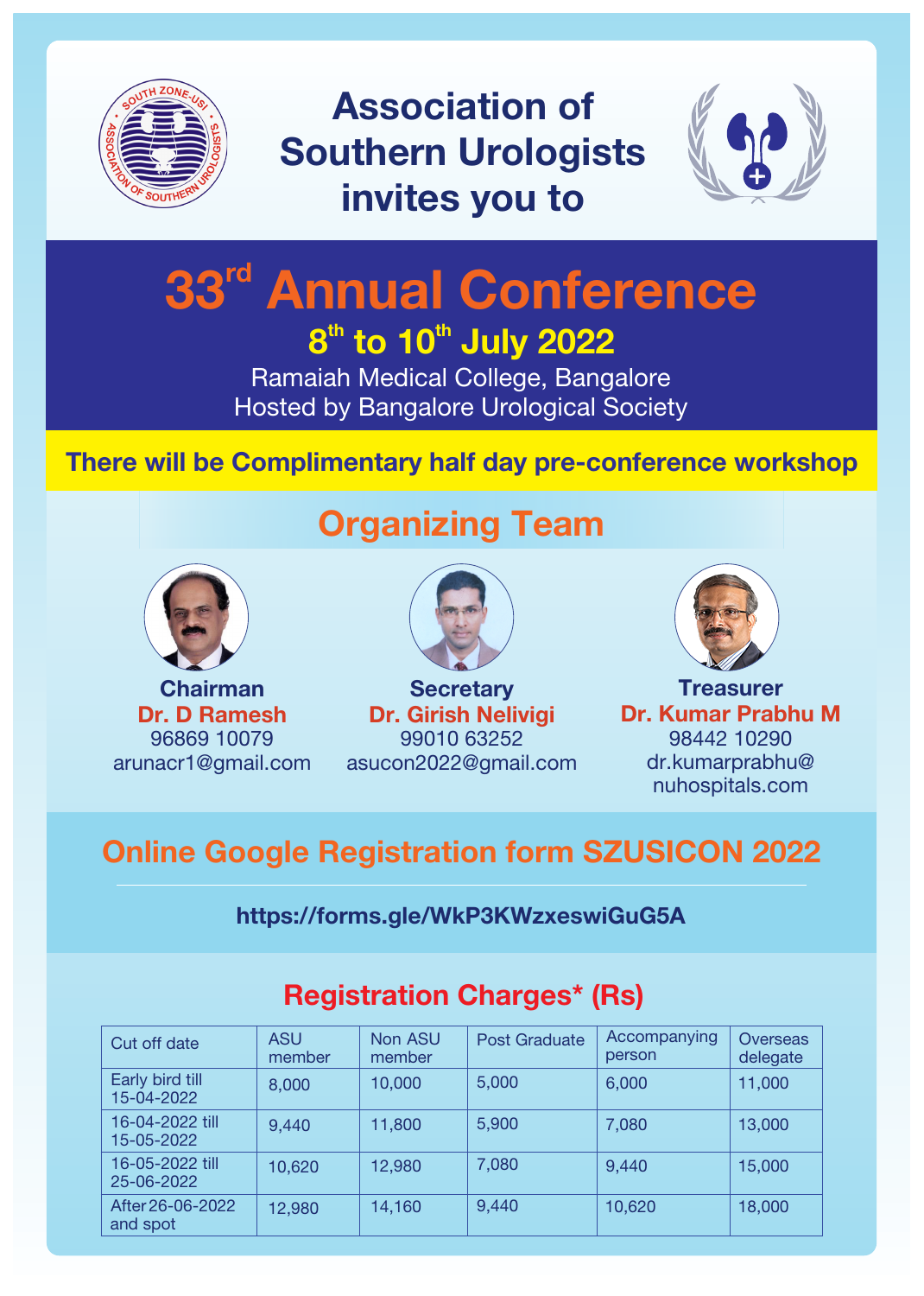# Association of Southern Urologists invites you to

# 33rd Annual Conference

## 8th to 10th July 2022

Ramaiah Medical College, Bangalore
Hosted by Bangalore Urological Society

**There will be Complimentary half day pre-conference workshop**

## Organizing Team

**Chairman**
**Dr. D Ramesh**
96869 10079
arunacr1@gmail.com

**Secretary**
**Dr. Girish Nelivigi**
99010 63252
asucon2022@gmail.com

**Treasurer**
**Dr. Kumar Prabhu M**
98442 10290
dr.kumarprabhu@nuhospitals.com

## Online Google Registration form SZUSICON 2022

**https://forms.gle/WkP3KWzxeswiGuG5A**

## Registration Charges* (Rs)

| Cut off date | ASU member | Non ASU member | Post Graduate | Accompanying person | Overseas delegate |
|---|---|---|---|---|---|
| Early bird till 15-04-2022 | 8,000 | 10,000 | 5,000 | 6,000 | 11,000 |
| 16-04-2022 till 15-05-2022 | 9,440 | 11,800 | 5,900 | 7,080 | 13,000 |
| 16-05-2022 till 25-06-2022 | 10,620 | 12,980 | 7,080 | 9,440 | 15,000 |
| After 26-06-2022 and spot | 12,980 | 14,160 | 9,440 | 10,620 | 18,000 |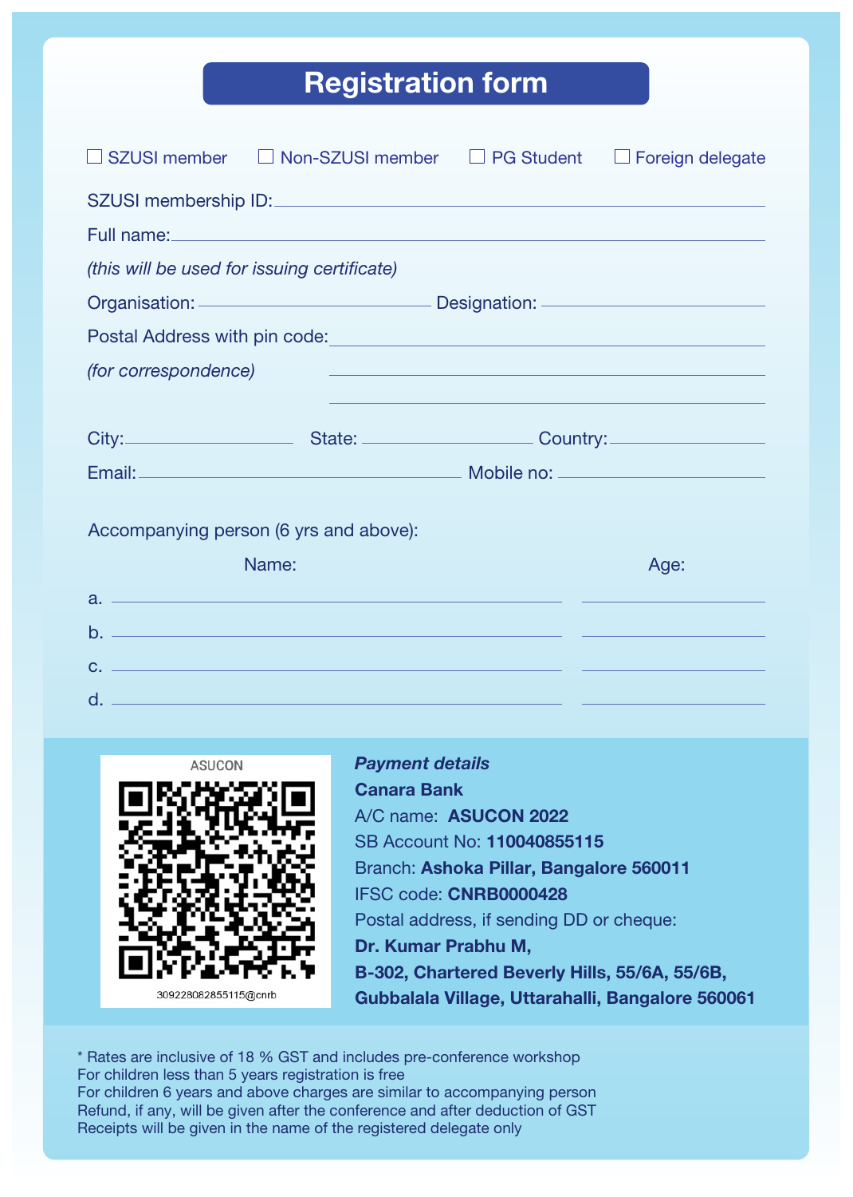# Registration form

☐ SZUSI member ☐ Non-SZUSI member ☐ PG Student ☐ Foreign delegate

SZUSI membership ID: ____________________

Full name: ____________________

*(this will be used for issuing certificate)*

Organisation: ____________________ Designation: ____________________

Postal Address with pin code: ____________________

*(for correspondence)* ____________________

____________________

City: ____________________ State: ____________________ Country: ____________________

Email: ____________________ Mobile no: ____________________

Accompanying person (6 yrs and above):

| | Name: | Age: |
|---|---|---|
| a. | | |
| b. | | |
| c. | | |
| d. | | |

ASUCON

309228082855115@cnrb

***Payment details***

**Canara Bank**

A/C name: **ASUCON 2022**

SB Account No: **110040855115**

Branch: **Ashoka Pillar, Bangalore 560011**

IFSC code: **CNRB0000428**

Postal address, if sending DD or cheque:

**Dr. Kumar Prabhu M,**

**B-302, Chartered Beverly Hills, 55/6A, 55/6B,**

**Gubbalala Village, Uttarahalli, Bangalore 560061**

* Rates are inclusive of 18 % GST and includes pre-conference workshop
For children less than 5 years registration is free
For children 6 years and above charges are similar to accompanying person
Refund, if any, will be given after the conference and after deduction of GST
Receipts will be given in the name of the registered delegate only